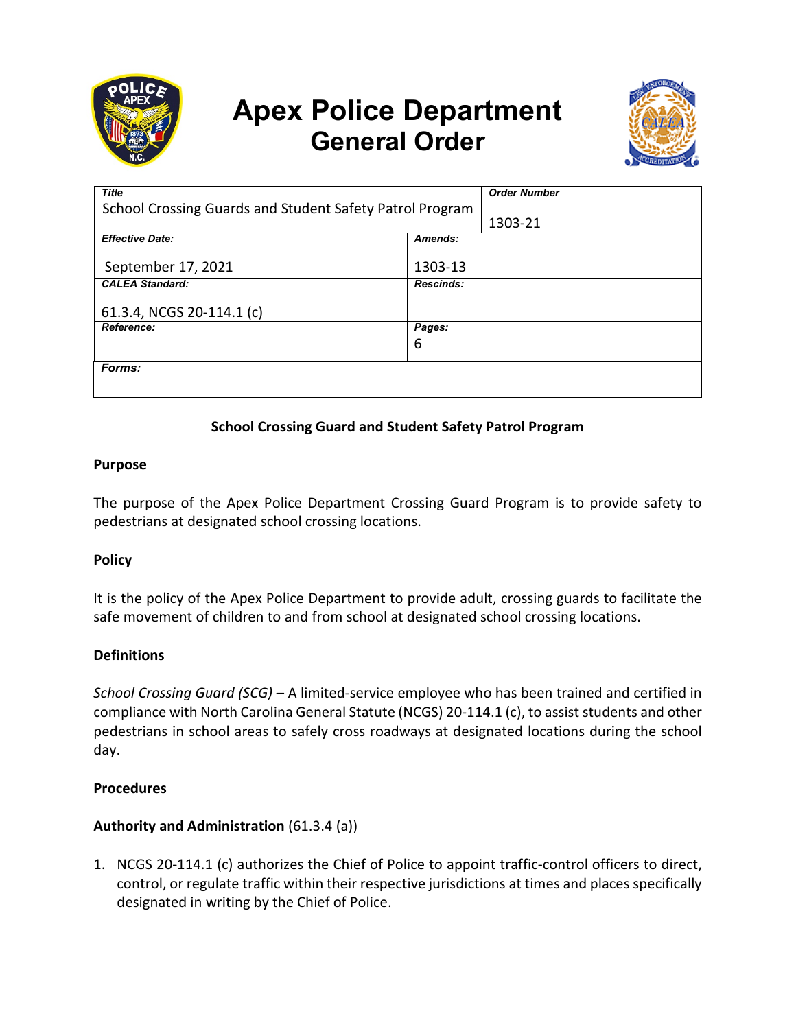# Apex Police Department
## General Order

| | | |
|---|---|---|
| *Title*<br>School Crossing Guards and Student Safety Patrol Program | | *Order Number*<br>1303-21 |
| *Effective Date:*<br>September 17, 2021 | *Amends:*<br>1303-13 | |
| *CALEA Standard:*<br>61.3.4, NCGS 20-114.1 (c) | *Rescinds:* | |
| *Reference:* | *Pages:*<br>6 | |
| *Forms:* | | |

**School Crossing Guard and Student Safety Patrol Program**

**Purpose**

The purpose of the Apex Police Department Crossing Guard Program is to provide safety to pedestrians at designated school crossing locations.

**Policy**

It is the policy of the Apex Police Department to provide adult, crossing guards to facilitate the safe movement of children to and from school at designated school crossing locations.

**Definitions**

*School Crossing Guard (SCG)* – A limited-service employee who has been trained and certified in compliance with North Carolina General Statute (NCGS) 20-114.1 (c), to assist students and other pedestrians in school areas to safely cross roadways at designated locations during the school day.

**Procedures**

**Authority and Administration** (61.3.4 (a))

1. NCGS 20-114.1 (c) authorizes the Chief of Police to appoint traffic-control officers to direct, control, or regulate traffic within their respective jurisdictions at times and places specifically designated in writing by the Chief of Police.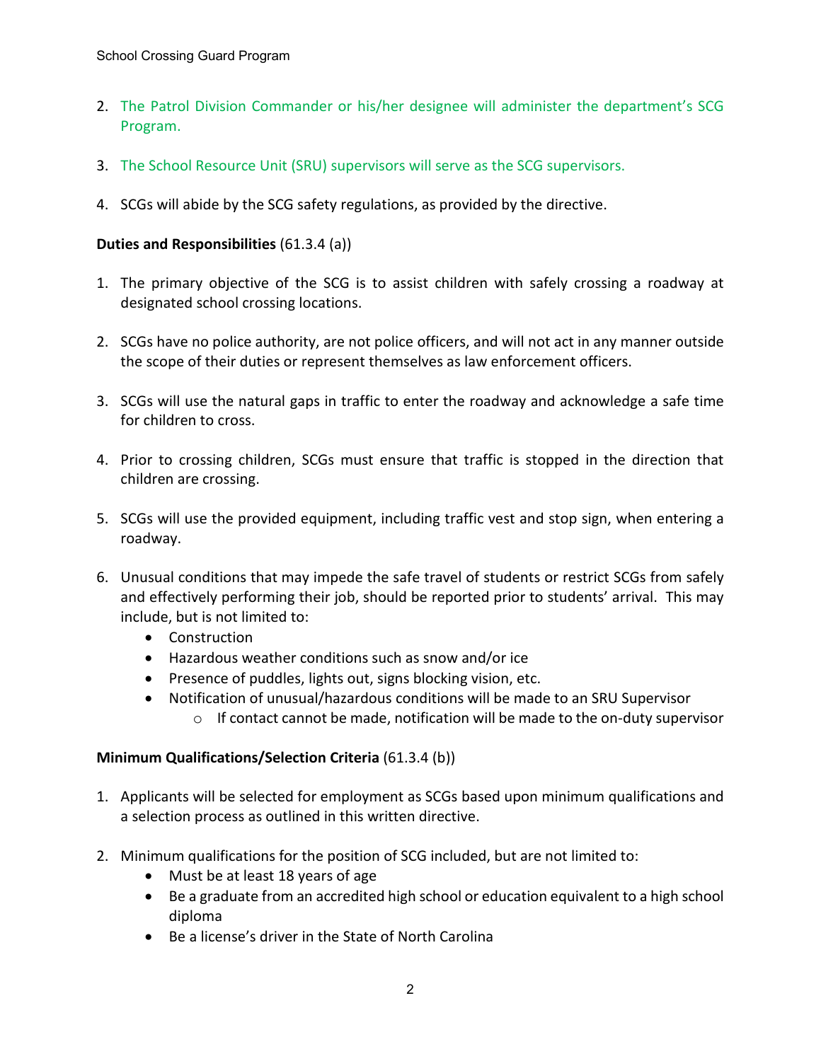2. The Patrol Division Commander or his/her designee will administer the department's SCG Program.

3. The School Resource Unit (SRU) supervisors will serve as the SCG supervisors.

4. SCGs will abide by the SCG safety regulations, as provided by the directive.

**Duties and Responsibilities** (61.3.4 (a))

1. The primary objective of the SCG is to assist children with safely crossing a roadway at designated school crossing locations.

2. SCGs have no police authority, are not police officers, and will not act in any manner outside the scope of their duties or represent themselves as law enforcement officers.

3. SCGs will use the natural gaps in traffic to enter the roadway and acknowledge a safe time for children to cross.

4. Prior to crossing children, SCGs must ensure that traffic is stopped in the direction that children are crossing.

5. SCGs will use the provided equipment, including traffic vest and stop sign, when entering a roadway.

6. Unusual conditions that may impede the safe travel of students or restrict SCGs from safely and effectively performing their job, should be reported prior to students' arrival. This may include, but is not limited to:
   - Construction
   - Hazardous weather conditions such as snow and/or ice
   - Presence of puddles, lights out, signs blocking vision, etc.
   - Notification of unusual/hazardous conditions will be made to an SRU Supervisor
     - If contact cannot be made, notification will be made to the on-duty supervisor

**Minimum Qualifications/Selection Criteria** (61.3.4 (b))

1. Applicants will be selected for employment as SCGs based upon minimum qualifications and a selection process as outlined in this written directive.

2. Minimum qualifications for the position of SCG included, but are not limited to:
   - Must be at least 18 years of age
   - Be a graduate from an accredited high school or education equivalent to a high school diploma
   - Be a license's driver in the State of North Carolina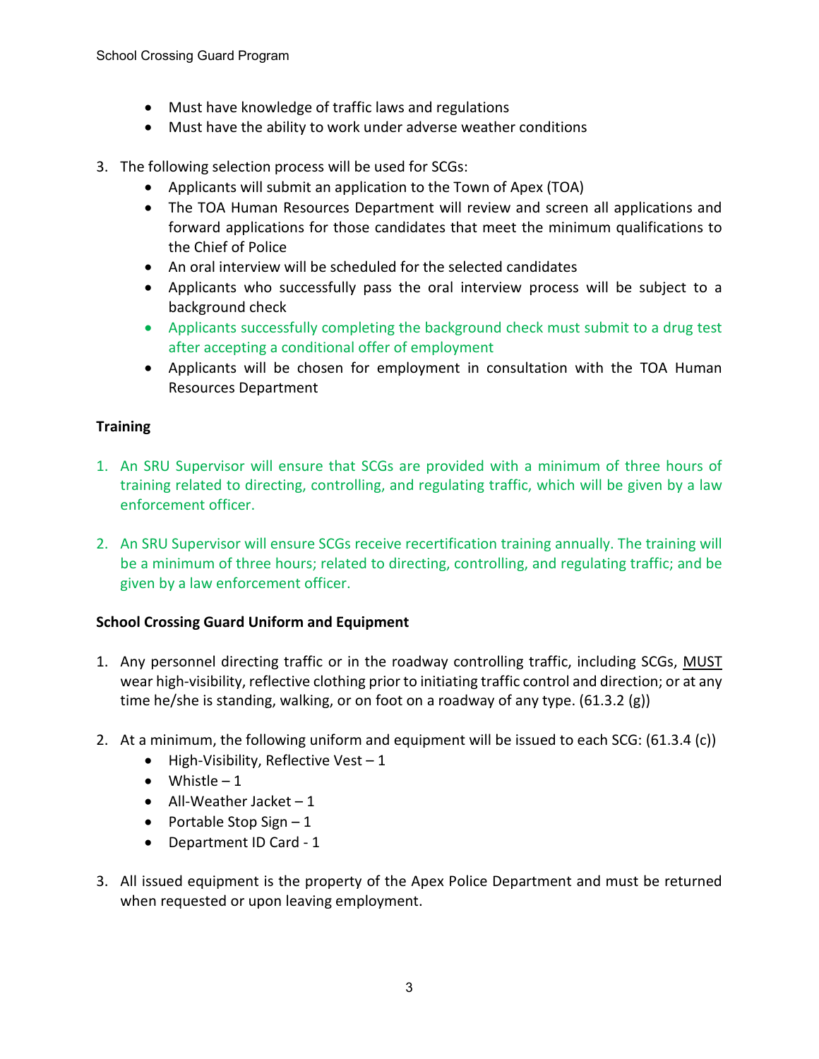- Must have knowledge of traffic laws and regulations
- Must have the ability to work under adverse weather conditions

3. The following selection process will be used for SCGs:
   - Applicants will submit an application to the Town of Apex (TOA)
   - The TOA Human Resources Department will review and screen all applications and forward applications for those candidates that meet the minimum qualifications to the Chief of Police
   - An oral interview will be scheduled for the selected candidates
   - Applicants who successfully pass the oral interview process will be subject to a background check
   - Applicants successfully completing the background check must submit to a drug test after accepting a conditional offer of employment
   - Applicants will be chosen for employment in consultation with the TOA Human Resources Department

**Training**

1. An SRU Supervisor will ensure that SCGs are provided with a minimum of three hours of training related to directing, controlling, and regulating traffic, which will be given by a law enforcement officer.

2. An SRU Supervisor will ensure SCGs receive recertification training annually. The training will be a minimum of three hours; related to directing, controlling, and regulating traffic; and be given by a law enforcement officer.

**School Crossing Guard Uniform and Equipment**

1. Any personnel directing traffic or in the roadway controlling traffic, including SCGs, <u>MUST</u> wear high-visibility, reflective clothing prior to initiating traffic control and direction; or at any time he/she is standing, walking, or on foot on a roadway of any type. (61.3.2 (g))

2. At a minimum, the following uniform and equipment will be issued to each SCG: (61.3.4 (c))
   - High-Visibility, Reflective Vest – 1
   - Whistle – 1
   - All-Weather Jacket – 1
   - Portable Stop Sign – 1
   - Department ID Card - 1

3. All issued equipment is the property of the Apex Police Department and must be returned when requested or upon leaving employment.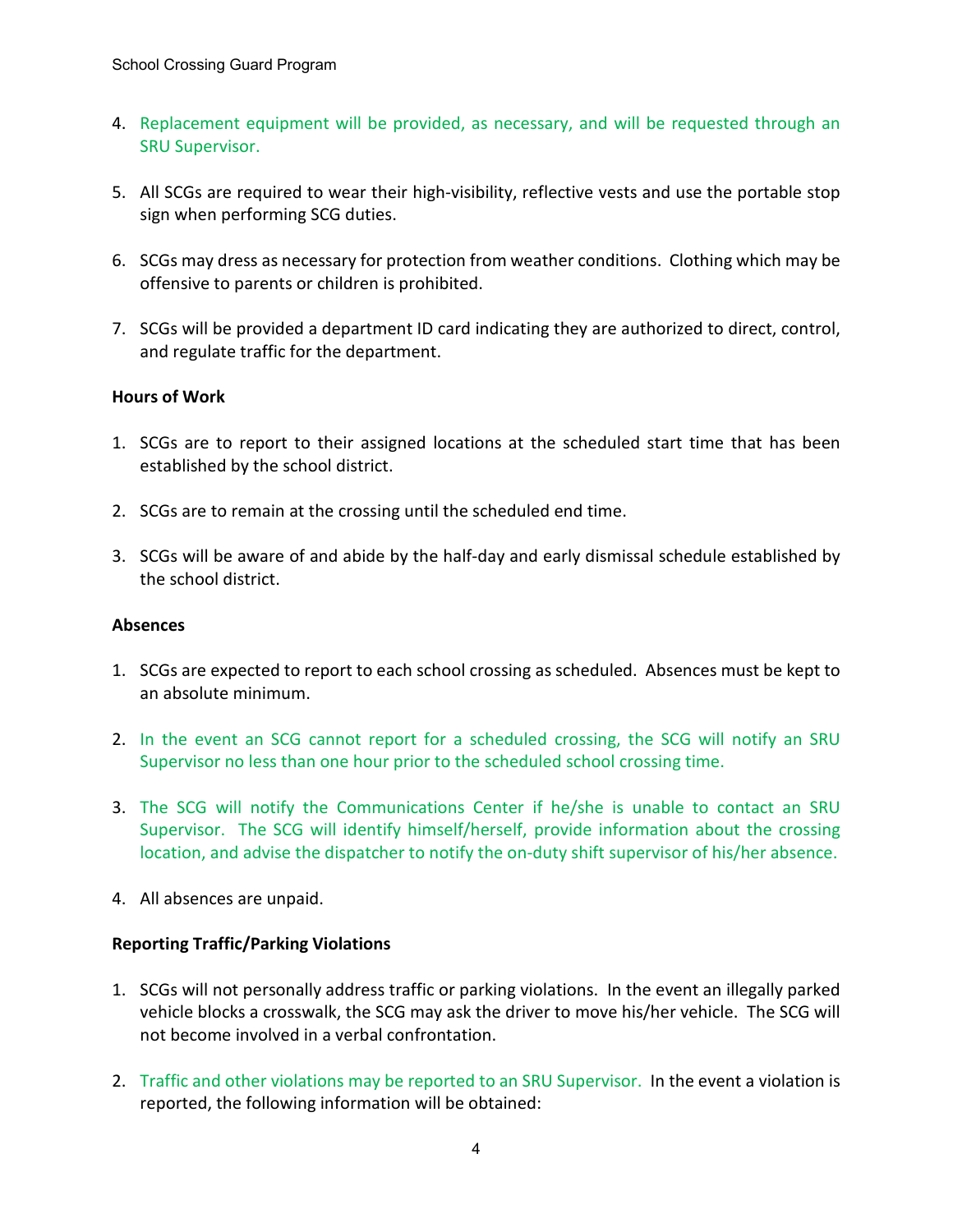4. Replacement equipment will be provided, as necessary, and will be requested through an SRU Supervisor.

5. All SCGs are required to wear their high-visibility, reflective vests and use the portable stop sign when performing SCG duties.

6. SCGs may dress as necessary for protection from weather conditions. Clothing which may be offensive to parents or children is prohibited.

7. SCGs will be provided a department ID card indicating they are authorized to direct, control, and regulate traffic for the department.

**Hours of Work**

1. SCGs are to report to their assigned locations at the scheduled start time that has been established by the school district.

2. SCGs are to remain at the crossing until the scheduled end time.

3. SCGs will be aware of and abide by the half-day and early dismissal schedule established by the school district.

**Absences**

1. SCGs are expected to report to each school crossing as scheduled. Absences must be kept to an absolute minimum.

2. In the event an SCG cannot report for a scheduled crossing, the SCG will notify an SRU Supervisor no less than one hour prior to the scheduled school crossing time.

3. The SCG will notify the Communications Center if he/she is unable to contact an SRU Supervisor. The SCG will identify himself/herself, provide information about the crossing location, and advise the dispatcher to notify the on-duty shift supervisor of his/her absence.

4. All absences are unpaid.

**Reporting Traffic/Parking Violations**

1. SCGs will not personally address traffic or parking violations. In the event an illegally parked vehicle blocks a crosswalk, the SCG may ask the driver to move his/her vehicle. The SCG will not become involved in a verbal confrontation.

2. Traffic and other violations may be reported to an SRU Supervisor. In the event a violation is reported, the following information will be obtained: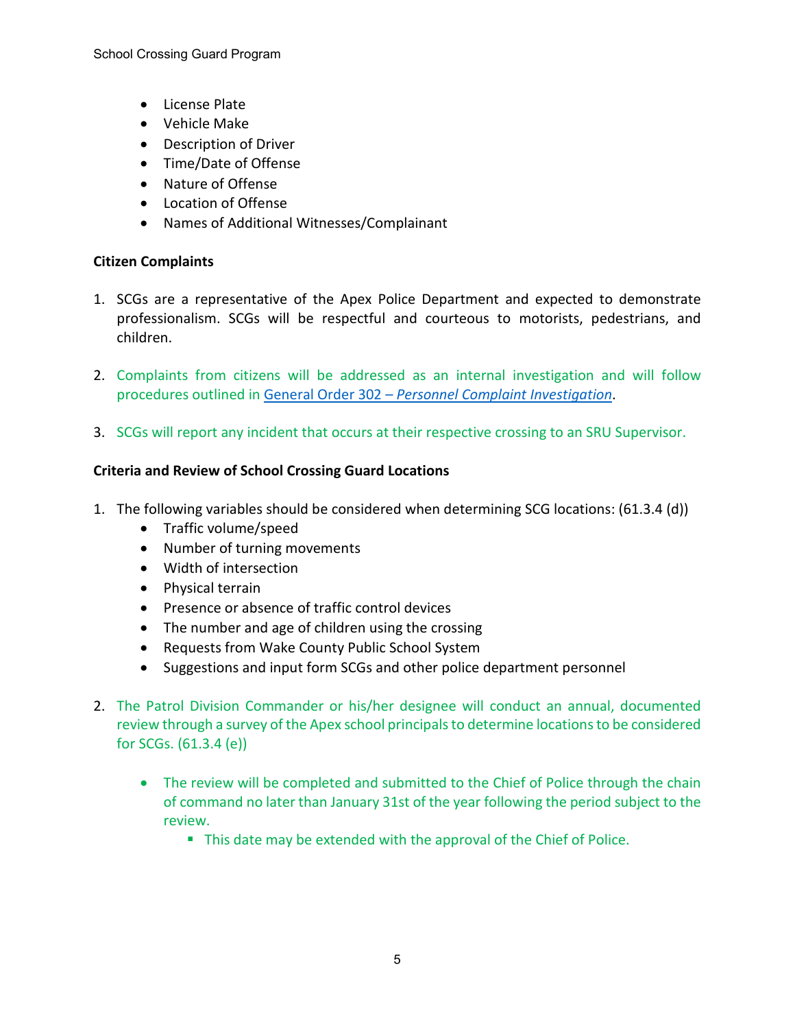- License Plate
- Vehicle Make
- Description of Driver
- Time/Date of Offense
- Nature of Offense
- Location of Offense
- Names of Additional Witnesses/Complainant

**Citizen Complaints**

1. SCGs are a representative of the Apex Police Department and expected to demonstrate professionalism. SCGs will be respectful and courteous to motorists, pedestrians, and children.

2. Complaints from citizens will be addressed as an internal investigation and will follow procedures outlined in General Order 302 – *Personnel Complaint Investigation*.

3. SCGs will report any incident that occurs at their respective crossing to an SRU Supervisor.

**Criteria and Review of School Crossing Guard Locations**

1. The following variables should be considered when determining SCG locations: (61.3.4 (d))
   - Traffic volume/speed
   - Number of turning movements
   - Width of intersection
   - Physical terrain
   - Presence or absence of traffic control devices
   - The number and age of children using the crossing
   - Requests from Wake County Public School System
   - Suggestions and input form SCGs and other police department personnel

2. The Patrol Division Commander or his/her designee will conduct an annual, documented review through a survey of the Apex school principals to determine locations to be considered for SCGs. (61.3.4 (e))

   - The review will be completed and submitted to the Chief of Police through the chain of command no later than January 31st of the year following the period subject to the review.
     - This date may be extended with the approval of the Chief of Police.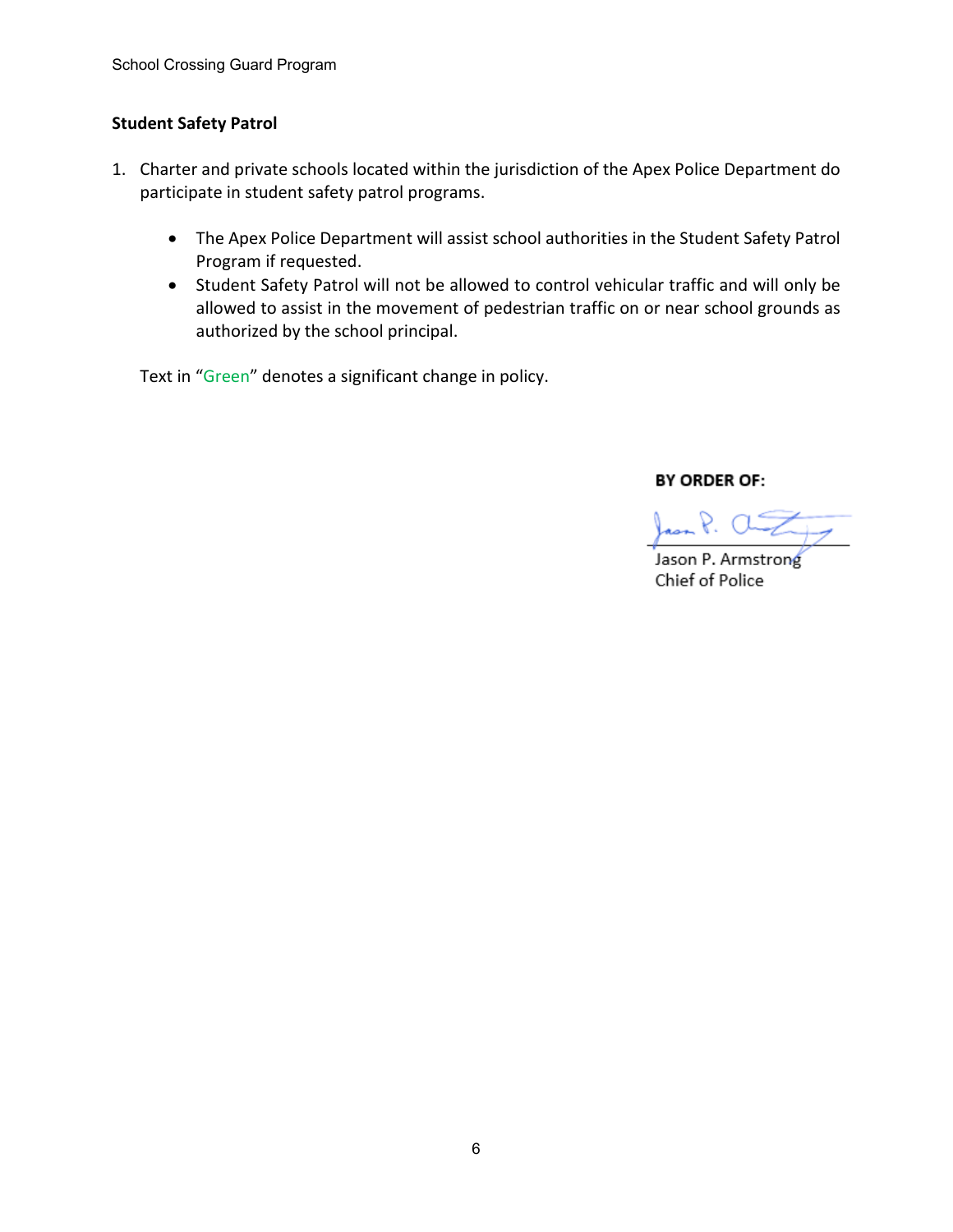**Student Safety Patrol**

1. Charter and private schools located within the jurisdiction of the Apex Police Department do participate in student safety patrol programs.

   - The Apex Police Department will assist school authorities in the Student Safety Patrol Program if requested.
   - Student Safety Patrol will not be allowed to control vehicular traffic and will only be allowed to assist in the movement of pedestrian traffic on or near school grounds as authorized by the school principal.

   Text in "Green" denotes a significant change in policy.

**BY ORDER OF:**

Jason P. Armstrong
Chief of Police